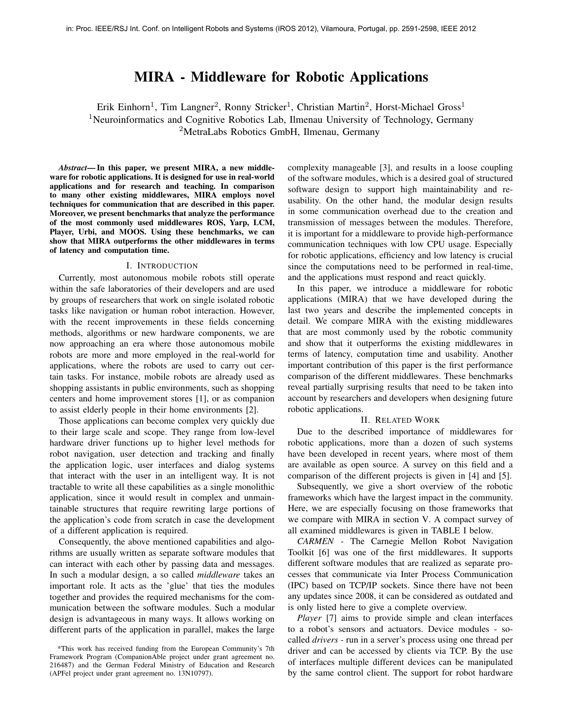in: Proc. IEEE/RSJ Int. Conf. on Intelligent Robots and Systems (IROS 2012), Vilamoura, Portugal, pp. 2591-2598, IEEE 2012

# MIRA - Middleware for Robotic Applications

Erik Einhorn[1], Tim Langner[2], Ronny Stricker[1], Christian Martin[2], Horst-Michael Gross[1]

[1]Neuroinformatics and Cognitive Robotics Lab, Ilmenau University of Technology, Germany

[2]MetraLabs Robotics GmbH, Ilmenau, Germany

***Abstract*— In this paper, we present MIRA, a new middleware for robotic applications. It is designed for use in real-world applications and for research and teaching. In comparison to many other existing middlewares, MIRA employs novel techniques for communication that are described in this paper. Moreover, we present benchmarks that analyze the performance of the most commonly used middlewares ROS, Yarp, LCM, Player, Urbi, and MOOS. Using these benchmarks, we can show that MIRA outperforms the other middlewares in terms of latency and computation time.**

## I. Introduction

Currently, most autonomous mobile robots still operate within the safe laboratories of their developers and are used by groups of researchers that work on single isolated robotic tasks like navigation or human robot interaction. However, with the recent improvements in these fields concerning methods, algorithms or new hardware components, we are now approaching an era where those autonomous mobile robots are more and more employed in the real-world for applications, where the robots are used to carry out certain tasks. For instance, mobile robots are already used as shopping assistants in public environments, such as shopping centers and home improvement stores [1], or as companion to assist elderly people in their home environments [2].

Those applications can become complex very quickly due to their large scale and scope. They range from low-level hardware driver functions up to higher level methods for robot navigation, user detection and tracking and finally the application logic, user interfaces and dialog systems that interact with the user in an intelligent way. It is not tractable to write all these capabilities as a single monolithic application, since it would result in complex and unmaintainable structures that require rewriting large portions of the application's code from scratch in case the development of a different application is required.

Consequently, the above mentioned capabilities and algorithms are usually written as separate software modules that can interact with each other by passing data and messages. In such a modular design, a so called *middleware* takes an important role. It acts as the 'glue' that ties the modules together and provides the required mechanisms for the communication between the software modules. Such a modular design is advantageous in many ways. It allows working on different parts of the application in parallel, makes the large complexity manageable [3], and results in a loose coupling of the software modules, which is a desired goal of structured software design to support high maintainability and reusability. On the other hand, the modular design results in some communication overhead due to the creation and transmission of messages between the modules. Therefore, it is important for a middleware to provide high-performance communication techniques with low CPU usage. Especially for robotic applications, efficiency and low latency is crucial since the computations need to be performed in real-time, and the applications must respond and react quickly.

In this paper, we introduce a middleware for robotic applications (MIRA) that we have developed during the last two years and describe the implemented concepts in detail. We compare MIRA with the existing middlewares that are most commonly used by the robotic community and show that it outperforms the existing middlewares in terms of latency, computation time and usability. Another important contribution of this paper is the first performance comparison of the different middlewares. These benchmarks reveal partially surprising results that need to be taken into account by researchers and developers when designing future robotic applications.

## II. Related Work

Due to the described importance of middlewares for robotic applications, more than a dozen of such systems have been developed in recent years, where most of them are available as open source. A survey on this field and a comparison of the different projects is given in [4] and [5].

Subsequently, we give a short overview of the robotic frameworks which have the largest impact in the community. Here, we are especially focusing on those frameworks that we compare with MIRA in section V. A compact survey of all examined middlewares is given in TABLE I below.

*CARMEN* - The Carnegie Mellon Robot Navigation Toolkit [6] was one of the first middlewares. It supports different software modules that are realized as separate processes that communicate via Inter Process Communication (IPC) based on TCP/IP sockets. Since there have not been any updates since 2008, it can be considered as outdated and is only listed here to give a complete overview.

*Player* [7] aims to provide simple and clean interfaces to a robot's sensors and actuators. Device modules - so-called *drivers* - run in a server's process using one thread per driver and can be accessed by clients via TCP. By the use of interfaces multiple different devices can be manipulated by the same control client. The support for robot hardware

*This work has received funding from the European Community's 7th Framework Program (CompanionAble project under grant agreement no. 216487) and the German Federal Ministry of Education and Research (APFel project under grant agreement no. 13N10797).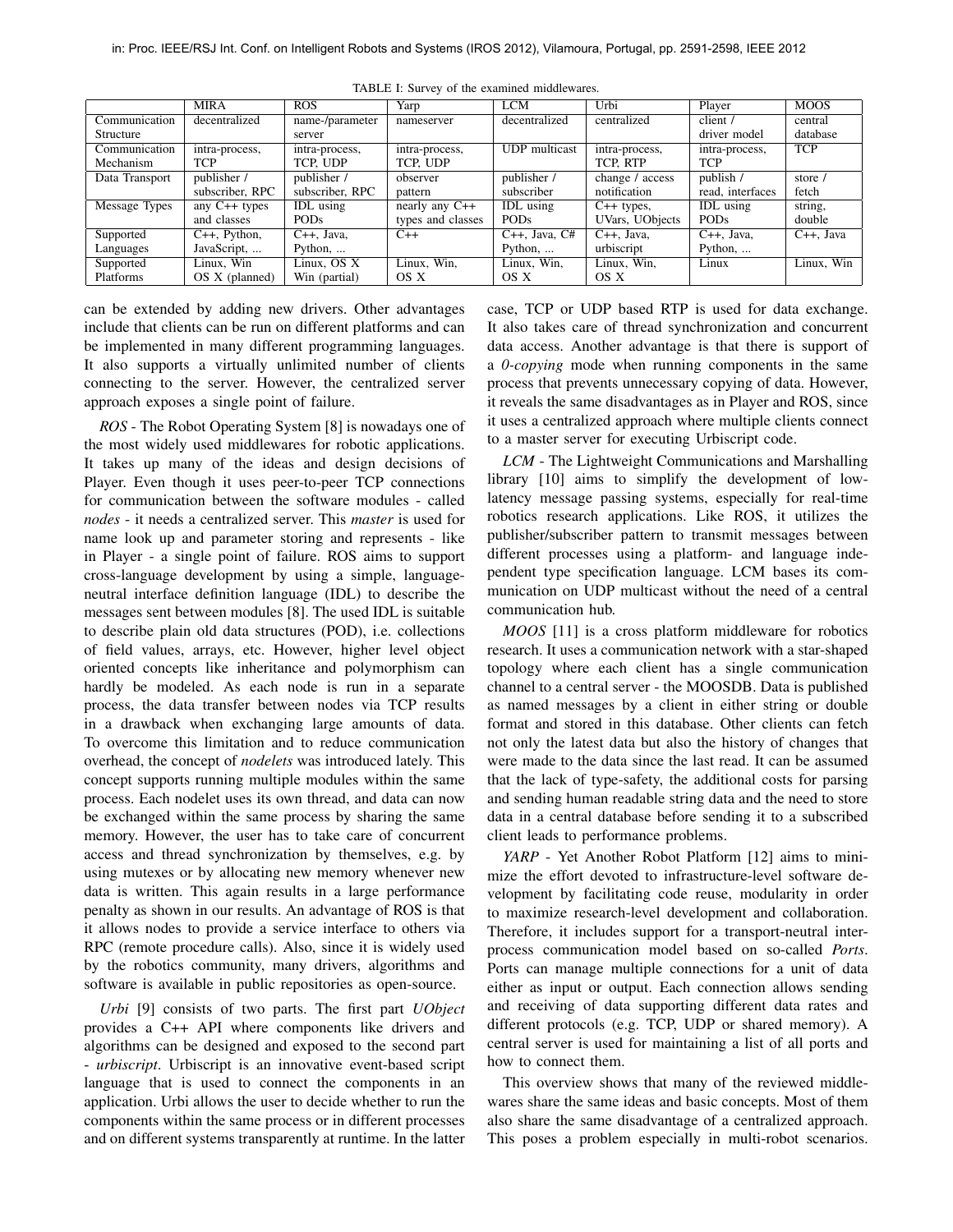TABLE I: Survey of the examined middlewares.

| | MIRA | ROS | Yarp | LCM | Urbi | Player | MOOS |
|---|---|---|---|---|---|---|---|
| Communication Structure | decentralized | name-/parameter server | nameserver | decentralized | centralized | client / driver model | central database |
| Communication Mechanism | intra-process, TCP | intra-process, TCP, UDP | intra-process, TCP, UDP | UDP multicast | intra-process, TCP, RTP | intra-process, TCP | TCP |
| Data Transport | publisher / subscriber, RPC | publisher / subscriber, RPC | observer pattern | publisher / subscriber | change / access notification | publish / read, interfaces | store / fetch |
| Message Types | any C++ types and classes | IDL using PODs | nearly any C++ types and classes | IDL using PODs | C++ types, UVars, UObjects | IDL using PODs | string, double |
| Supported Languages | C++, Python, JavaScript, ... | C++, Java, Python, ... | C++ | C++, Java, C# Python, ... | C++, Java, urbiscript | C++, Java, Python, ... | C++, Java |
| Supported Platforms | Linux, Win OS X (planned) | Linux, OS X Win (partial) | Linux, Win, OS X | Linux, Win, OS X | Linux, Win, OS X | Linux | Linux, Win |

can be extended by adding new drivers. Other advantages include that clients can be run on different platforms and can be implemented in many different programming languages. It also supports a virtually unlimited number of clients connecting to the server. However, the centralized server approach exposes a single point of failure.

*ROS* - The Robot Operating System [8] is nowadays one of the most widely used middlewares for robotic applications. It takes up many of the ideas and design decisions of Player. Even though it uses peer-to-peer TCP connections for communication between the software modules - called *nodes* - it needs a centralized server. This *master* is used for name look up and parameter storing and represents - like in Player - a single point of failure. ROS aims to support cross-language development by using a simple, language-neutral interface definition language (IDL) to describe the messages sent between modules [8]. The used IDL is suitable to describe plain old data structures (POD), i.e. collections of field values, arrays, etc. However, higher level object oriented concepts like inheritance and polymorphism can hardly be modeled. As each node is run in a separate process, the data transfer between nodes via TCP results in a drawback when exchanging large amounts of data. To overcome this limitation and to reduce communication overhead, the concept of *nodelets* was introduced lately. This concept supports running multiple modules within the same process. Each nodelet uses its own thread, and data can now be exchanged within the same process by sharing the same memory. However, the user has to take care of concurrent access and thread synchronization by themselves, e.g. by using mutexes or by allocating new memory whenever new data is written. This again results in a large performance penalty as shown in our results. An advantage of ROS is that it allows nodes to provide a service interface to others via RPC (remote procedure calls). Also, since it is widely used by the robotics community, many drivers, algorithms and software is available in public repositories as open-source.

*Urbi* [9] consists of two parts. The first part *UObject* provides a C++ API where components like drivers and algorithms can be designed and exposed to the second part - *urbiscript*. Urbiscript is an innovative event-based script language that is used to connect the components in an application. Urbi allows the user to decide whether to run the components within the same process or in different processes and on different systems transparently at runtime. In the latter case, TCP or UDP based RTP is used for data exchange. It also takes care of thread synchronization and concurrent data access. Another advantage is that there is support of a *0-copying* mode when running components in the same process that prevents unnecessary copying of data. However, it reveals the same disadvantages as in Player and ROS, since it uses a centralized approach where multiple clients connect to a master server for executing Urbiscript code.

*LCM* - The Lightweight Communications and Marshalling library [10] aims to simplify the development of low-latency message passing systems, especially for real-time robotics research applications. Like ROS, it utilizes the publisher/subscriber pattern to transmit messages between different processes using a platform- and language independent type specification language. LCM bases its communication on UDP multicast without the need of a central communication hub.

*MOOS* [11] is a cross platform middleware for robotics research. It uses a communication network with a star-shaped topology where each client has a single communication channel to a central server - the MOOSDB. Data is published as named messages by a client in either string or double format and stored in this database. Other clients can fetch not only the latest data but also the history of changes that were made to the data since the last read. It can be assumed that the lack of type-safety, the additional costs for parsing and sending human readable string data and the need to store data in a central database before sending it to a subscribed client leads to performance problems.

*YARP* - Yet Another Robot Platform [12] aims to minimize the effort devoted to infrastructure-level software development by facilitating code reuse, modularity in order to maximize research-level development and collaboration. Therefore, it includes support for a transport-neutral inter-process communication model based on so-called *Ports*. Ports can manage multiple connections for a unit of data either as input or output. Each connection allows sending and receiving of data supporting different data rates and different protocols (e.g. TCP, UDP or shared memory). A central server is used for maintaining a list of all ports and how to connect them.

This overview shows that many of the reviewed middlewares share the same ideas and basic concepts. Most of them also share the same disadvantage of a centralized approach. This poses a problem especially in multi-robot scenarios.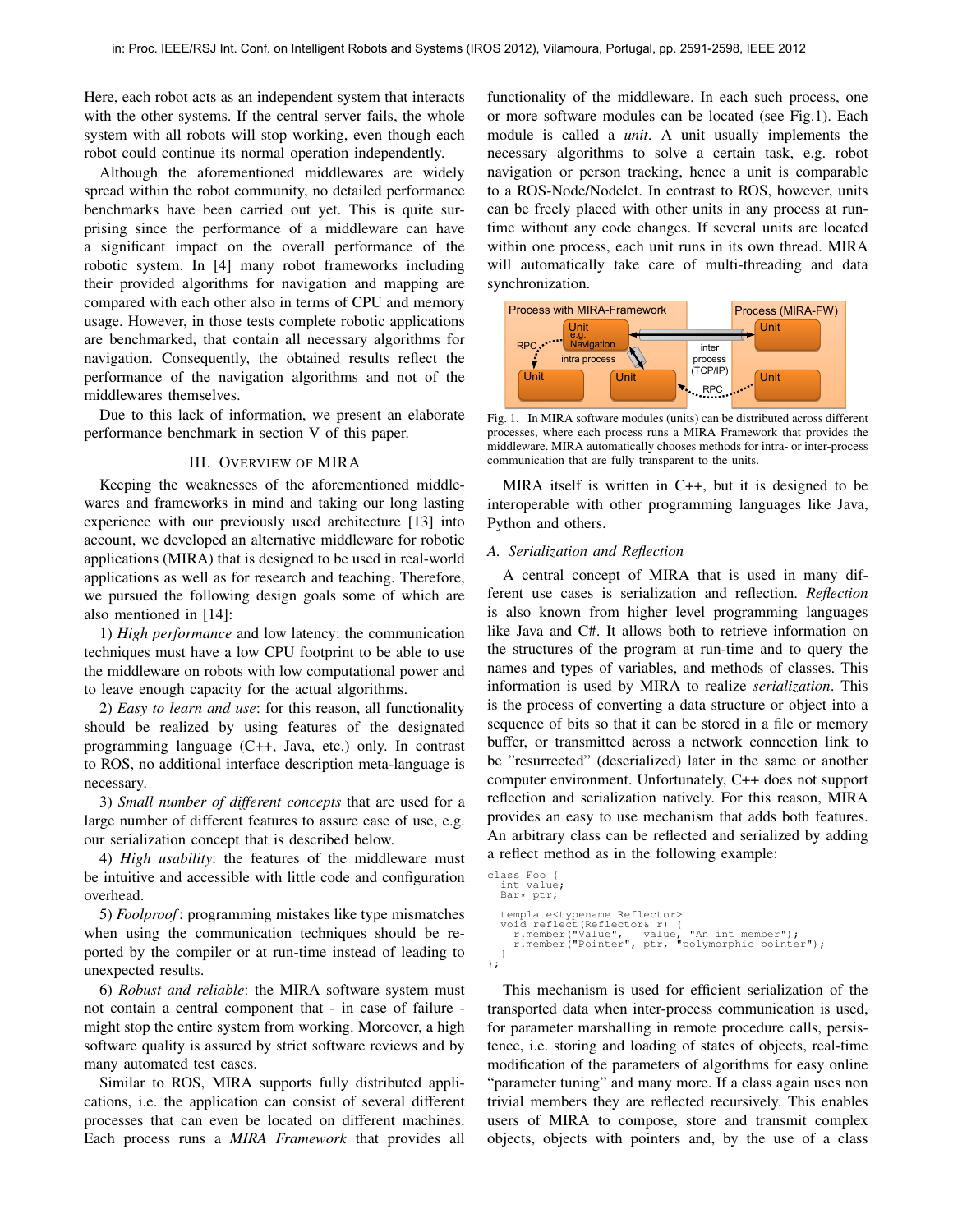Here, each robot acts as an independent system that interacts with the other systems. If the central server fails, the whole system with all robots will stop working, even though each robot could continue its normal operation independently.

Although the aforementioned middlewares are widely spread within the robot community, no detailed performance benchmarks have been carried out yet. This is quite surprising since the performance of a middleware can have a significant impact on the overall performance of the robotic system. In [4] many robot frameworks including their provided algorithms for navigation and mapping are compared with each other also in terms of CPU and memory usage. However, in those tests complete robotic applications are benchmarked, that contain all necessary algorithms for navigation. Consequently, the obtained results reflect the performance of the navigation algorithms and not of the middlewares themselves.

Due to this lack of information, we present an elaborate performance benchmark in section V of this paper.

## III. Overview of MIRA

Keeping the weaknesses of the aforementioned middlewares and frameworks in mind and taking our long lasting experience with our previously used architecture [13] into account, we developed an alternative middleware for robotic applications (MIRA) that is designed to be used in real-world applications as well as for research and teaching. Therefore, we pursued the following design goals some of which are also mentioned in [14]:

1) *High performance* and low latency: the communication techniques must have a low CPU footprint to be able to use the middleware on robots with low computational power and to leave enough capacity for the actual algorithms.

2) *Easy to learn and use*: for this reason, all functionality should be realized by using features of the designated programming language (C++, Java, etc.) only. In contrast to ROS, no additional interface description meta-language is necessary.

3) *Small number of different concepts* that are used for a large number of different features to assure ease of use, e.g. our serialization concept that is described below.

4) *High usability*: the features of the middleware must be intuitive and accessible with little code and configuration overhead.

5) *Foolproof*: programming mistakes like type mismatches when using the communication techniques should be reported by the compiler or at run-time instead of leading to unexpected results.

6) *Robust and reliable*: the MIRA software system must not contain a central component that - in case of failure - might stop the entire system from working. Moreover, a high software quality is assured by strict software reviews and by many automated test cases.

Similar to ROS, MIRA supports fully distributed applications, i.e. the application can consist of several different processes that can even be located on different machines. Each process runs a *MIRA Framework* that provides all functionality of the middleware. In each such process, one or more software modules can be located (see Fig.1). Each module is called a *unit*. A unit usually implements the necessary algorithms to solve a certain task, e.g. robot navigation or person tracking, hence a unit is comparable to a ROS-Node/Nodelet. In contrast to ROS, however, units can be freely placed with other units in any process at run-time without any code changes. If several units are located within one process, each unit runs in its own thread. MIRA will automatically take care of multi-threading and data synchronization.

Process with MIRA-Framework
Unit e.g. Navigation
RPC
intra process
Unit
Unit
inter process (TCP/IP)
Process (MIRA-FW)
Unit
Unit
RPC

Fig. 1. In MIRA software modules (units) can be distributed across different processes, where each process runs a MIRA Framework that provides the middleware. MIRA automatically chooses methods for intra- or inter-process communication that are fully transparent to the units.

MIRA itself is written in C++, but it is designed to be interoperable with other programming languages like Java, Python and others.

### A. Serialization and Reflection

A central concept of MIRA that is used in many different use cases is serialization and reflection. *Reflection* is also known from higher level programming languages like Java and C#. It allows both to retrieve information on the structures of the program at run-time and to query the names and types of variables, and methods of classes. This information is used by MIRA to realize *serialization*. This is the process of converting a data structure or object into a sequence of bits so that it can be stored in a file or memory buffer, or transmitted across a network connection link to be "resurrected" (deserialized) later in the same or another computer environment. Unfortunately, C++ does not support reflection and serialization natively. For this reason, MIRA provides an easy to use mechanism that adds both features. An arbitrary class can be reflected and serialized by adding a reflect method as in the following example:

```
class Foo {
  int value;
  Bar* ptr;

  template<typename Reflector>
  void reflect(Reflector& r) {
    r.member("Value",   value, "An int member");
    r.member("Pointer", ptr, "polymorphic pointer");
  }
};
```

This mechanism is used for efficient serialization of the transported data when inter-process communication is used, for parameter marshalling in remote procedure calls, persistence, i.e. storing and loading of states of objects, real-time modification of the parameters of algorithms for easy online "parameter tuning" and many more. If a class again uses non trivial members they are reflected recursively. This enables users of MIRA to compose, store and transmit complex objects, objects with pointers and, by the use of a class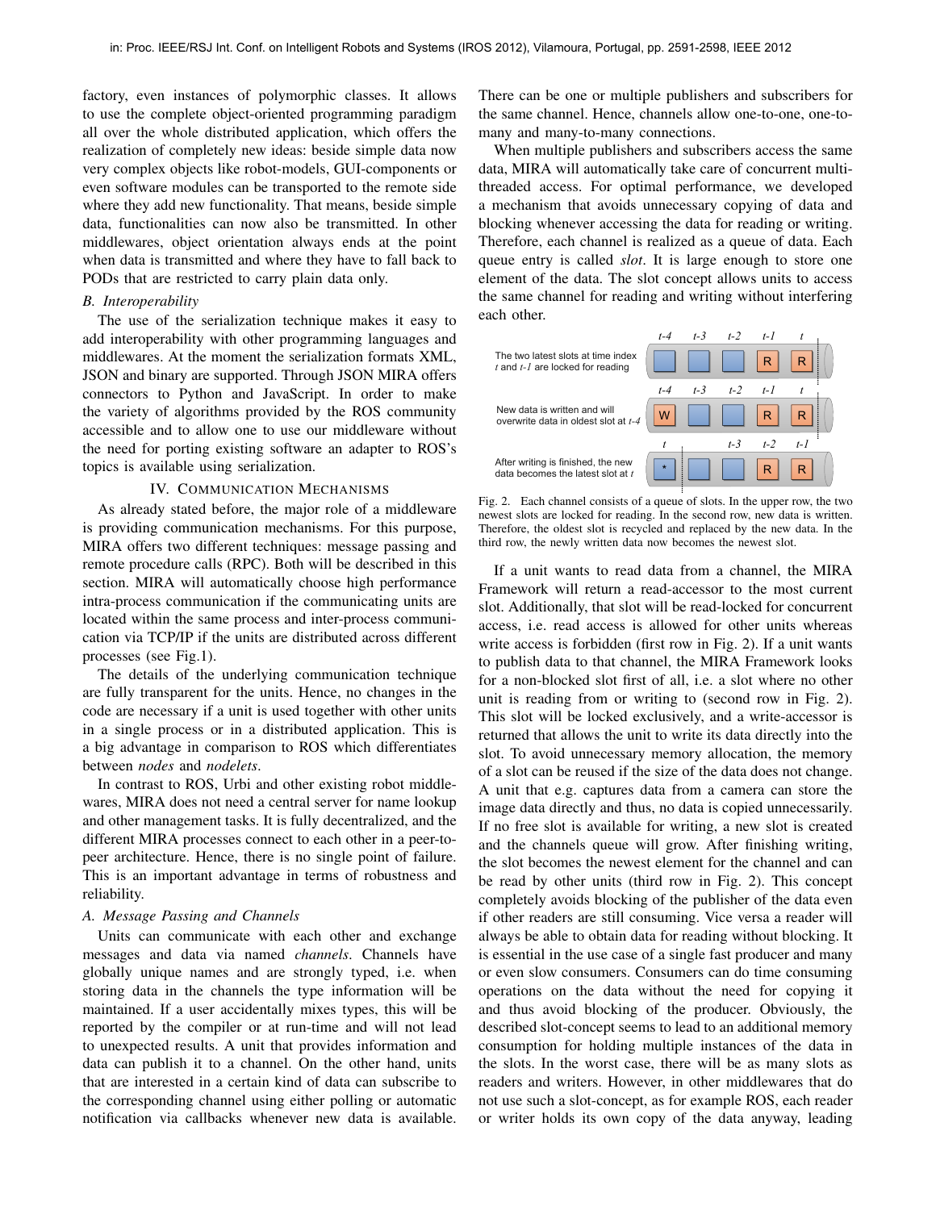factory, even instances of polymorphic classes. It allows to use the complete object-oriented programming paradigm all over the whole distributed application, which offers the realization of completely new ideas: beside simple data now very complex objects like robot-models, GUI-components or even software modules can be transported to the remote side where they add new functionality. That means, beside simple data, functionalities can now also be transmitted. In other middlewares, object orientation always ends at the point when data is transmitted and where they have to fall back to PODs that are restricted to carry plain data only.

### *B. Interoperability*

The use of the serialization technique makes it easy to add interoperability with other programming languages and middlewares. At the moment the serialization formats XML, JSON and binary are supported. Through JSON MIRA offers connectors to Python and JavaScript. In order to make the variety of algorithms provided by the ROS community accessible and to allow one to use our middleware without the need for porting existing software an adapter to ROS's topics is available using serialization.

## IV. Communication Mechanisms

As already stated before, the major role of a middleware is providing communication mechanisms. For this purpose, MIRA offers two different techniques: message passing and remote procedure calls (RPC). Both will be described in this section. MIRA will automatically choose high performance intra-process communication if the communicating units are located within the same process and inter-process communication via TCP/IP if the units are distributed across different processes (see Fig.1).

The details of the underlying communication technique are fully transparent for the units. Hence, no changes in the code are necessary if a unit is used together with other units in a single process or in a distributed application. This is a big advantage in comparison to ROS which differentiates between *nodes* and *nodelets*.

In contrast to ROS, Urbi and other existing robot middlewares, MIRA does not need a central server for name lookup and other management tasks. It is fully decentralized, and the different MIRA processes connect to each other in a peer-to-peer architecture. Hence, there is no single point of failure. This is an important advantage in terms of robustness and reliability.

### *A. Message Passing and Channels*

Units can communicate with each other and exchange messages and data via named *channels*. Channels have globally unique names and are strongly typed, i.e. when storing data in the channels the type information will be maintained. If a user accidentally mixes types, this will be reported by the compiler or at run-time and will not lead to unexpected results. A unit that provides information and data can publish it to a channel. On the other hand, units that are interested in a certain kind of data can subscribe to the corresponding channel using either polling or automatic notification via callbacks whenever new data is available. There can be one or multiple publishers and subscribers for the same channel. Hence, channels allow one-to-one, one-to-many and many-to-many connections.

When multiple publishers and subscribers access the same data, MIRA will automatically take care of concurrent multithreaded access. For optimal performance, we developed a mechanism that avoids unnecessary copying of data and blocking whenever accessing the data for reading or writing. Therefore, each channel is realized as a queue of data. Each queue entry is called *slot*. It is large enough to store one element of the data. The slot concept allows units to access the same channel for reading and writing without interfering each other.

The two latest slots at time index $t$ and $t\text{-}1$ are locked for reading
$t\text{-}4$ $t\text{-}3$ $t\text{-}2$ $t\text{-}1$ $t$
R R

New data is written and will overwrite data in oldest slot at $t\text{-}4$
$t\text{-}4$ $t\text{-}3$ $t\text{-}2$ $t\text{-}1$ $t$
W R R

After writing is finished, the new data becomes the latest slot at $t$
$t$ $t\text{-}3$ $t\text{-}2$ $t\text{-}1$
* R R

Fig. 2. Each channel consists of a queue of slots. In the upper row, the two newest slots are locked for reading. In the second row, new data is written. Therefore, the oldest slot is recycled and replaced by the new data. In the third row, the newly written data now becomes the newest slot.

If a unit wants to read data from a channel, the MIRA Framework will return a read-accessor to the most current slot. Additionally, that slot will be read-locked for concurrent access, i.e. read access is allowed for other units whereas write access is forbidden (first row in Fig. 2). If a unit wants to publish data to that channel, the MIRA Framework looks for a non-blocked slot first of all, i.e. a slot where no other unit is reading from or writing to (second row in Fig. 2). This slot will be locked exclusively, and a write-accessor is returned that allows the unit to write its data directly into the slot. To avoid unnecessary memory allocation, the memory of a slot can be reused if the size of the data does not change. A unit that e.g. captures data from a camera can store the image data directly and thus, no data is copied unnecessarily. If no free slot is available for writing, a new slot is created and the channels queue will grow. After finishing writing, the slot becomes the newest element for the channel and can be read by other units (third row in Fig. 2). This concept completely avoids blocking of the publisher of the data even if other readers are still consuming. Vice versa a reader will always be able to obtain data for reading without blocking. It is essential in the use case of a single fast producer and many or even slow consumers. Consumers can do time consuming operations on the data without the need for copying it and thus avoid blocking of the producer. Obviously, the described slot-concept seems to lead to an additional memory consumption for holding multiple instances of the data in the slots. In the worst case, there will be as many slots as readers and writers. However, in other middlewares that do not use such a slot-concept, as for example ROS, each reader or writer holds its own copy of the data anyway, leading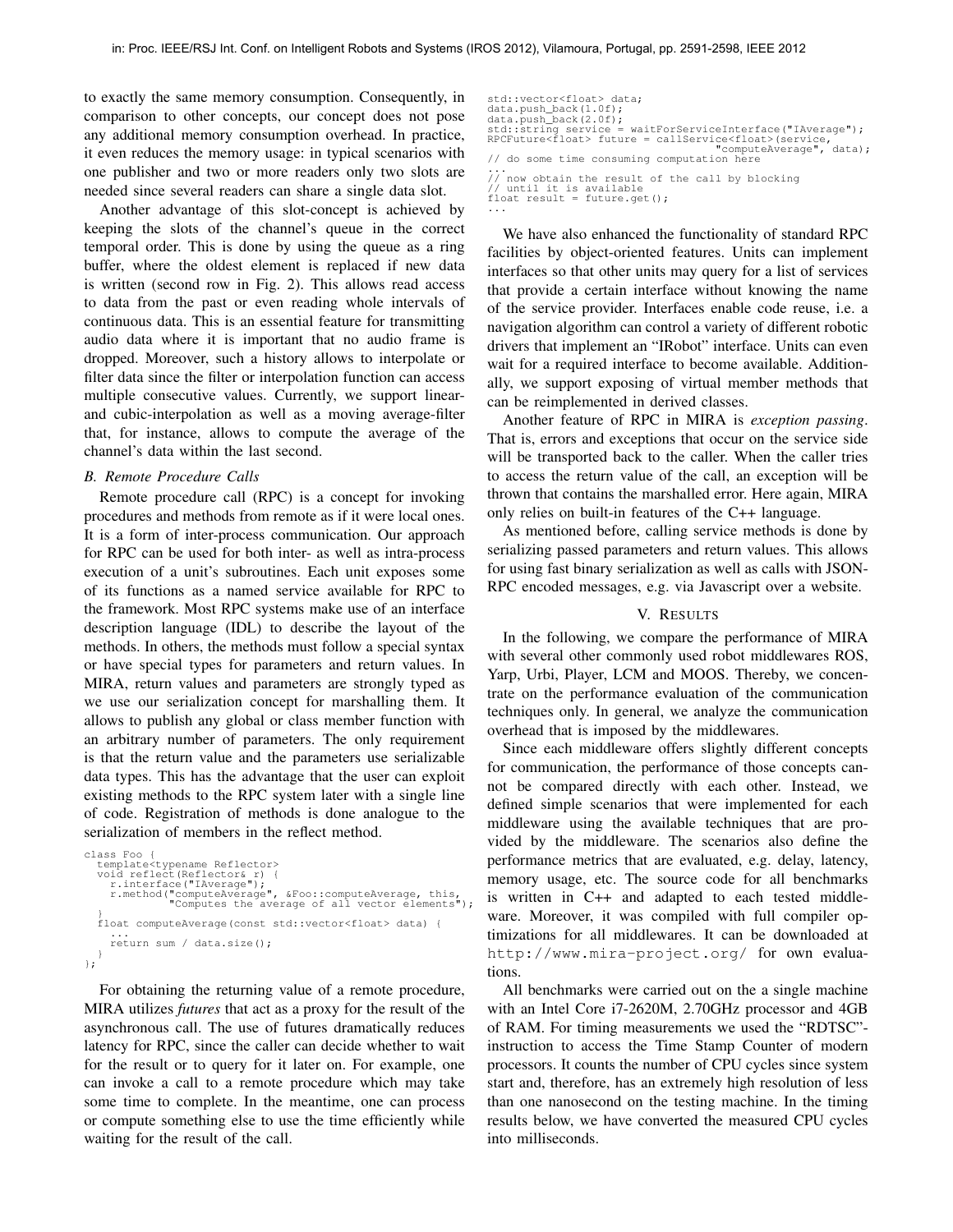to exactly the same memory consumption. Consequently, in comparison to other concepts, our concept does not pose any additional memory consumption overhead. In practice, it even reduces the memory usage: in typical scenarios with one publisher and two or more readers only two slots are needed since several readers can share a single data slot.

Another advantage of this slot-concept is achieved by keeping the slots of the channel's queue in the correct temporal order. This is done by using the queue as a ring buffer, where the oldest element is replaced if new data is written (second row in Fig. 2). This allows read access to data from the past or even reading whole intervals of continuous data. This is an essential feature for transmitting audio data where it is important that no audio frame is dropped. Moreover, such a history allows to interpolate or filter data since the filter or interpolation function can access multiple consecutive values. Currently, we support linear- and cubic-interpolation as well as a moving average-filter that, for instance, allows to compute the average of the channel's data within the last second.

### B. Remote Procedure Calls

Remote procedure call (RPC) is a concept for invoking procedures and methods from remote as if it were local ones. It is a form of inter-process communication. Our approach for RPC can be used for both inter- as well as intra-process execution of a unit's subroutines. Each unit exposes some of its functions as a named service available for RPC to the framework. Most RPC systems make use of an interface description language (IDL) to describe the layout of the methods. In others, the methods must follow a special syntax or have special types for parameters and return values. In MIRA, return values and parameters are strongly typed as we use our serialization concept for marshalling them. It allows to publish any global or class member function with an arbitrary number of parameters. The only requirement is that the return value and the parameters use serializable data types. This has the advantage that the user can exploit existing methods to the RPC system later with a single line of code. Registration of methods is done analogue to the serialization of members in the reflect method.

```
class Foo {
  template<typename Reflector>
  void reflect(Reflector& r) {
    r.interface("IAverage");
    r.method("computeAverage", &Foo::computeAverage, this,
             "Computes the average of all vector elements");
  }
  float computeAverage(const std::vector<float> data) {
    ...
    return sum / data.size();
  }
};
```

For obtaining the returning value of a remote procedure, MIRA utilizes *futures* that act as a proxy for the result of the asynchronous call. The use of futures dramatically reduces latency for RPC, since the caller can decide whether to wait for the result or to query for it later on. For example, one can invoke a call to a remote procedure which may take some time to complete. In the meantime, one can process or compute something else to use the time efficiently while waiting for the result of the call.

```
std::vector<float> data;
data.push_back(1.0f);
data.push_back(2.0f);
std::string service = waitForServiceInterface("IAverage");
RPCFuture<float> future = callService<float>(service,
                                "computeAverage", data);
// do some time consuming computation here
...
// now obtain the result of the call by blocking
// until it is available
float result = future.get();
...
```

We have also enhanced the functionality of standard RPC facilities by object-oriented features. Units can implement interfaces so that other units may query for a list of services that provide a certain interface without knowing the name of the service provider. Interfaces enable code reuse, i.e. a navigation algorithm can control a variety of different robotic drivers that implement an "IRobot" interface. Units can even wait for a required interface to become available. Additionally, we support exposing of virtual member methods that can be reimplemented in derived classes.

Another feature of RPC in MIRA is *exception passing*. That is, errors and exceptions that occur on the service side will be transported back to the caller. When the caller tries to access the return value of the call, an exception will be thrown that contains the marshalled error. Here again, MIRA only relies on built-in features of the C++ language.

As mentioned before, calling service methods is done by serializing passed parameters and return values. This allows for using fast binary serialization as well as calls with JSON-RPC encoded messages, e.g. via Javascript over a website.

## V. RESULTS

In the following, we compare the performance of MIRA with several other commonly used robot middlewares ROS, Yarp, Urbi, Player, LCM and MOOS. Thereby, we concentrate on the performance evaluation of the communication techniques only. In general, we analyze the communication overhead that is imposed by the middlewares.

Since each middleware offers slightly different concepts for communication, the performance of those concepts cannot be compared directly with each other. Instead, we defined simple scenarios that were implemented for each middleware using the available techniques that are provided by the middleware. The scenarios also define the performance metrics that are evaluated, e.g. delay, latency, memory usage, etc. The source code for all benchmarks is written in C++ and adapted to each tested middleware. Moreover, it was compiled with full compiler optimizations for all middlewares. It can be downloaded at `http://www.mira-project.org/` for own evaluations.

All benchmarks were carried out on the a single machine with an Intel Core i7-2620M, 2.70GHz processor and 4GB of RAM. For timing measurements we used the "RDTSC"-instruction to access the Time Stamp Counter of modern processors. It counts the number of CPU cycles since system start and, therefore, has an extremely high resolution of less than one nanosecond on the testing machine. In the timing results below, we have converted the measured CPU cycles into milliseconds.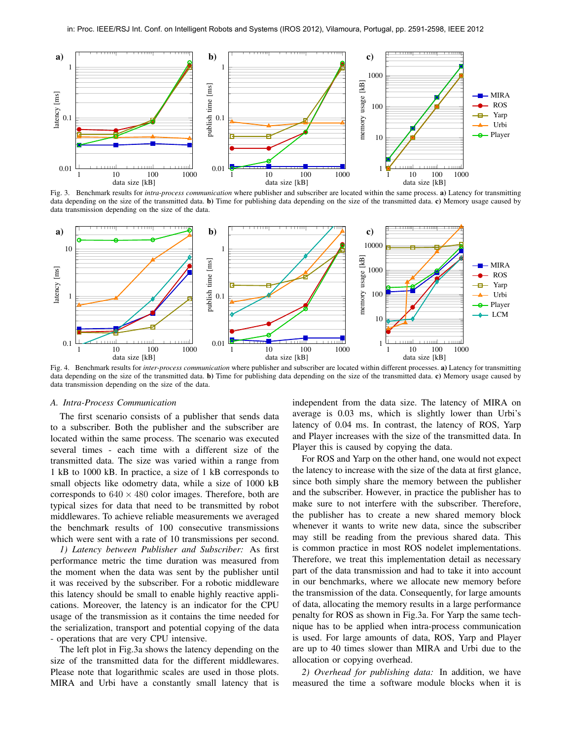a)

latency [ms]

1

0.1

0.01

1 10 100 1000

data size [kB]

b)

publish time [ms]

1

0.1

0.01

1 10 100 1000

data size [kB]

c)

memory usage [kB]

1000

100

10

1

1 10 100 1000

data size [kB]

MIRA
ROS
Yarp
Urbi
Player

Fig. 3. Benchmark results for *intra-process communication* where publisher and subscriber are located within the same process. **a)** Latency for transmitting data depending on the size of the transmitted data. **b)** Time for publishing data depending on the size of the transmitted data. **c)** Memory usage caused by data transmission depending on the size of the data.

a)

latency [ms]

10

1

0.1

1 10 100 1000

data size [kB]

b)

publish time [ms]

1

0.1

0.01

1 10 100 1000

data size [kB]

c)

memory usage [kB]

10000

1000

100

10

1

1 10 100 1000

data size [kB]

MIRA
ROS
Yarp
Urbi
Player
LCM

Fig. 4. Benchmark results for *inter-process communication* where publisher and subscriber are located within different processes. **a)** Latency for transmitting data depending on the size of the transmitted data. **b)** Time for publishing data depending on the size of the transmitted data. **c)** Memory usage caused by data transmission depending on the size of the data.

### *A. Intra-Process Communication*

The first scenario consists of a publisher that sends data to a subscriber. Both the publisher and the subscriber are located within the same process. The scenario was executed several times - each time with a different size of the transmitted data. The size was varied within a range from 1 kB to 1000 kB. In practice, a size of 1 kB corresponds to small objects like odometry data, while a size of 1000 kB corresponds to $640 \times 480$ color images. Therefore, both are typical sizes for data that need to be transmitted by robot middlewares. To achieve reliable measurements we averaged the benchmark results of 100 consecutive transmissions which were sent with a rate of 10 transmissions per second.

*1) Latency between Publisher and Subscriber:* As first performance metric the time duration was measured from the moment when the data was sent by the publisher until it was received by the subscriber. For a robotic middleware this latency should be small to enable highly reactive applications. Moreover, the latency is an indicator for the CPU usage of the transmission as it contains the time needed for the serialization, transport and potential copying of the data - operations that are very CPU intensive.

The left plot in Fig.3a shows the latency depending on the size of the transmitted data for the different middlewares. Please note that logarithmic scales are used in those plots. MIRA and Urbi have a constantly small latency that is independent from the data size. The latency of MIRA on average is 0.03 ms, which is slightly lower than Urbi's latency of 0.04 ms. In contrast, the latency of ROS, Yarp and Player increases with the size of the transmitted data. In Player this is caused by copying the data.

For ROS and Yarp on the other hand, one would not expect the latency to increase with the size of the data at first glance, since both simply share the memory between the publisher and the subscriber. However, in practice the publisher has to make sure to not interfere with the subscriber. Therefore, the publisher has to create a new shared memory block whenever it wants to write new data, since the subscriber may still be reading from the previous shared data. This is common practice in most ROS nodelet implementations. Therefore, we treat this implementation detail as necessary part of the data transmission and had to take it into account in our benchmarks, where we allocate new memory before the transmission of the data. Consequently, for large amounts of data, allocating the memory results in a large performance penalty for ROS as shown in Fig.3a. For Yarp the same technique has to be applied when intra-process communication is used. For large amounts of data, ROS, Yarp and Player are up to 40 times slower than MIRA and Urbi due to the allocation or copying overhead.

*2) Overhead for publishing data:* In addition, we have measured the time a software module blocks when it is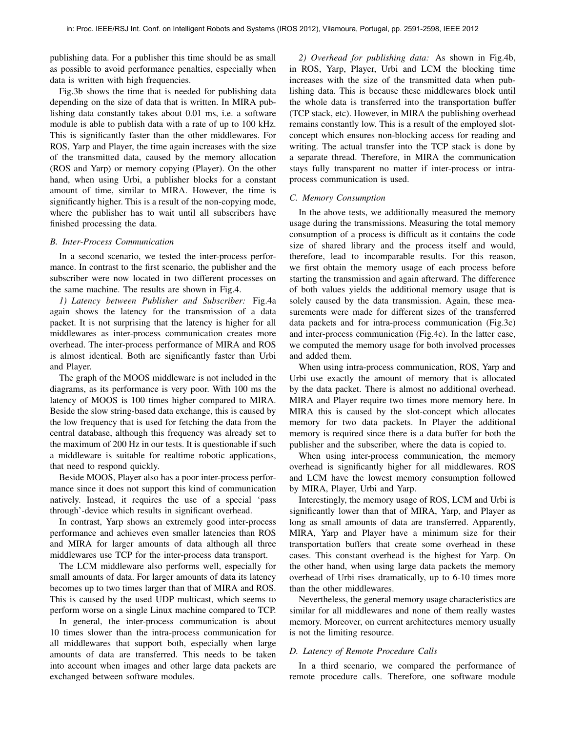publishing data. For a publisher this time should be as small as possible to avoid performance penalties, especially when data is written with high frequencies.

Fig.3b shows the time that is needed for publishing data depending on the size of data that is written. In MIRA publishing data constantly takes about 0.01 ms, i.e. a software module is able to publish data with a rate of up to 100 kHz. This is significantly faster than the other middlewares. For ROS, Yarp and Player, the time again increases with the size of the transmitted data, caused by the memory allocation (ROS and Yarp) or memory copying (Player). On the other hand, when using Urbi, a publisher blocks for a constant amount of time, similar to MIRA. However, the time is significantly higher. This is a result of the non-copying mode, where the publisher has to wait until all subscribers have finished processing the data.

### B. Inter-Process Communication

In a second scenario, we tested the inter-process performance. In contrast to the first scenario, the publisher and the subscriber were now located in two different processes on the same machine. The results are shown in Fig.4.

*1) Latency between Publisher and Subscriber:* Fig.4a again shows the latency for the transmission of a data packet. It is not surprising that the latency is higher for all middlewares as inter-process communication creates more overhead. The inter-process performance of MIRA and ROS is almost identical. Both are significantly faster than Urbi and Player.

The graph of the MOOS middleware is not included in the diagrams, as its performance is very poor. With 100 ms the latency of MOOS is 100 times higher compared to MIRA. Beside the slow string-based data exchange, this is caused by the low frequency that is used for fetching the data from the central database, although this frequency was already set to the maximum of 200 Hz in our tests. It is questionable if such a middleware is suitable for realtime robotic applications, that need to respond quickly.

Beside MOOS, Player also has a poor inter-process performance since it does not support this kind of communication natively. Instead, it requires the use of a special 'pass through'-device which results in significant overhead.

In contrast, Yarp shows an extremely good inter-process performance and achieves even smaller latencies than ROS and MIRA for larger amounts of data although all three middlewares use TCP for the inter-process data transport.

The LCM middleware also performs well, especially for small amounts of data. For larger amounts of data its latency becomes up to two times larger than that of MIRA and ROS. This is caused by the used UDP multicast, which seems to perform worse on a single Linux machine compared to TCP.

In general, the inter-process communication is about 10 times slower than the intra-process communication for all middlewares that support both, especially when large amounts of data are transferred. This needs to be taken into account when images and other large data packets are exchanged between software modules.

*2) Overhead for publishing data:* As shown in Fig.4b, in ROS, Yarp, Player, Urbi and LCM the blocking time increases with the size of the transmitted data when publishing data. This is because these middlewares block until the whole data is transferred into the transportation buffer (TCP stack, etc). However, in MIRA the publishing overhead remains constantly low. This is a result of the employed slot-concept which ensures non-blocking access for reading and writing. The actual transfer into the TCP stack is done by a separate thread. Therefore, in MIRA the communication stays fully transparent no matter if inter-process or intra-process communication is used.

### C. Memory Consumption

In the above tests, we additionally measured the memory usage during the transmissions. Measuring the total memory consumption of a process is difficult as it contains the code size of shared library and the process itself and would, therefore, lead to incomparable results. For this reason, we first obtain the memory usage of each process before starting the transmission and again afterward. The difference of both values yields the additional memory usage that is solely caused by the data transmission. Again, these measurements were made for different sizes of the transferred data packets and for intra-process communication (Fig.3c) and inter-process communication (Fig.4c). In the latter case, we computed the memory usage for both involved processes and added them.

When using intra-process communication, ROS, Yarp and Urbi use exactly the amount of memory that is allocated by the data packet. There is almost no additional overhead. MIRA and Player require two times more memory here. In MIRA this is caused by the slot-concept which allocates memory for two data packets. In Player the additional memory is required since there is a data buffer for both the publisher and the subscriber, where the data is copied to.

When using inter-process communication, the memory overhead is significantly higher for all middlewares. ROS and LCM have the lowest memory consumption followed by MIRA, Player, Urbi and Yarp.

Interestingly, the memory usage of ROS, LCM and Urbi is significantly lower than that of MIRA, Yarp, and Player as long as small amounts of data are transferred. Apparently, MIRA, Yarp and Player have a minimum size for their transportation buffers that create some overhead in these cases. This constant overhead is the highest for Yarp. On the other hand, when using large data packets the memory overhead of Urbi rises dramatically, up to 6-10 times more than the other middlewares.

Nevertheless, the general memory usage characteristics are similar for all middlewares and none of them really wastes memory. Moreover, on current architectures memory usually is not the limiting resource.

### D. Latency of Remote Procedure Calls

In a third scenario, we compared the performance of remote procedure calls. Therefore, one software module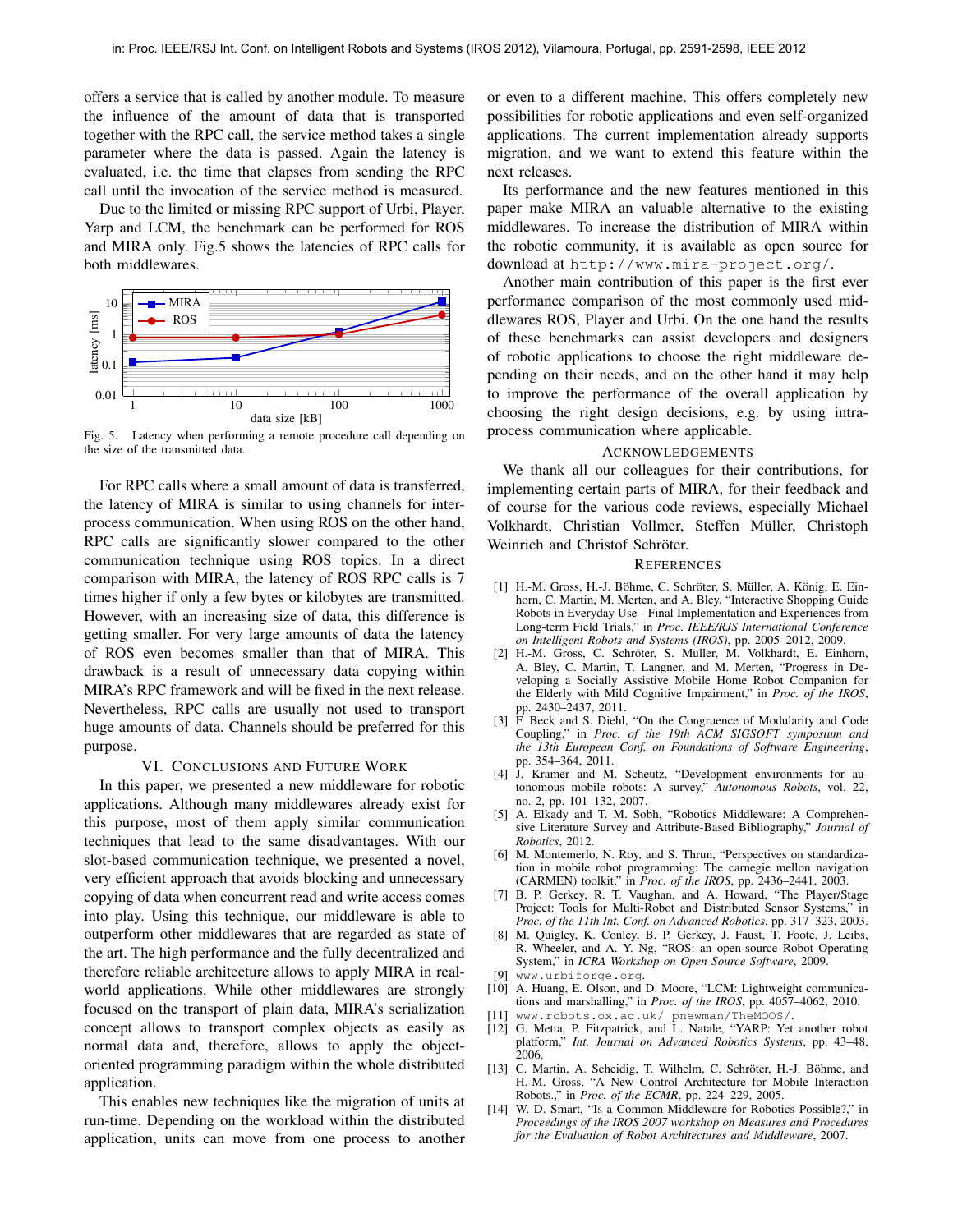offers a service that is called by another module. To measure the influence of the amount of data that is transported together with the RPC call, the service method takes a single parameter where the data is passed. Again the latency is evaluated, i.e. the time that elapses from sending the RPC call until the invocation of the service method is measured.

Due to the limited or missing RPC support of Urbi, Player, Yarp and LCM, the benchmark can be performed for ROS and MIRA only. Fig.5 shows the latencies of RPC calls for both middlewares.

MIRA
ROS
latency [ms]
10
1
0.1
0.01
1
10
100
1000
data size [kB]

Fig. 5. Latency when performing a remote procedure call depending on the size of the transmitted data.

For RPC calls where a small amount of data is transferred, the latency of MIRA is similar to using channels for inter-process communication. When using ROS on the other hand, RPC calls are significantly slower compared to the other communication technique using ROS topics. In a direct comparison with MIRA, the latency of ROS RPC calls is 7 times higher if only a few bytes or kilobytes are transmitted. However, with an increasing size of data, this difference is getting smaller. For very large amounts of data the latency of ROS even becomes smaller than that of MIRA. This drawback is a result of unnecessary data copying within MIRA's RPC framework and will be fixed in the next release. Nevertheless, RPC calls are usually not used to transport huge amounts of data. Channels should be preferred for this purpose.

## VI. Conclusions and Future Work

In this paper, we presented a new middleware for robotic applications. Although many middlewares already exist for this purpose, most of them apply similar communication techniques that lead to the same disadvantages. With our slot-based communication technique, we presented a novel, very efficient approach that avoids blocking and unnecessary copying of data when concurrent read and write access comes into play. Using this technique, our middleware is able to outperform other middlewares that are regarded as state of the art. The high performance and the fully decentralized and therefore reliable architecture allows to apply MIRA in real-world applications. While other middlewares are strongly focused on the transport of plain data, MIRA's serialization concept allows to transport complex objects as easily as normal data and, therefore, allows to apply the object-oriented programming paradigm within the whole distributed application.

This enables new techniques like the migration of units at run-time. Depending on the workload within the distributed application, units can move from one process to another or even to a different machine. This offers completely new possibilities for robotic applications and even self-organized applications. The current implementation already supports migration, and we want to extend this feature within the next releases.

Its performance and the new features mentioned in this paper make MIRA an valuable alternative to the existing middlewares. To increase the distribution of MIRA within the robotic community, it is available as open source for download at `http://www.mira-project.org/`.

Another main contribution of this paper is the first ever performance comparison of the most commonly used middlewares ROS, Player and Urbi. On the one hand the results of these benchmarks can assist developers and designers of robotic applications to choose the right middleware depending on their needs, and on the other hand it may help to improve the performance of the overall application by choosing the right design decisions, e.g. by using intra-process communication where applicable.

## Acknowledgements

We thank all our colleagues for their contributions, for implementing certain parts of MIRA, for their feedback and of course for the various code reviews, especially Michael Volkhardt, Christian Vollmer, Steffen Müller, Christoph Weinrich and Christof Schröter.

## References

[1] H.-M. Gross, H.-J. Böhme, C. Schröter, S. Müller, A. König, E. Einhorn, C. Martin, M. Merten, and A. Bley, "Interactive Shopping Guide Robots in Everyday Use - Final Implementation and Experiences from Long-term Field Trials," in *Proc. IEEE/RJS International Conference on Intelligent Robots and Systems (IROS)*, pp. 2005–2012, 2009.

[2] H.-M. Gross, C. Schröter, S. Müller, M. Volkhardt, E. Einhorn, A. Bley, C. Martin, T. Langner, and M. Merten, "Progress in Developing a Socially Assistive Mobile Home Robot Companion for the Elderly with Mild Cognitive Impairment," in *Proc. of the IROS*, pp. 2430–2437, 2011.

[3] F. Beck and S. Diehl, "On the Congruence of Modularity and Code Coupling," in *Proc. of the 19th ACM SIGSOFT symposium and the 13th European Conf. on Foundations of Software Engineering*, pp. 354–364, 2011.

[4] J. Kramer and M. Scheutz, "Development environments for autonomous mobile robots: A survey," *Autonomous Robots*, vol. 22, no. 2, pp. 101–132, 2007.

[5] A. Elkady and T. M. Sobh, "Robotics Middleware: A Comprehensive Literature Survey and Attribute-Based Bibliography," *Journal of Robotics*, 2012.

[6] M. Montemerlo, N. Roy, and S. Thrun, "Perspectives on standardization in mobile robot programming: The carnegie mellon navigation (CARMEN) toolkit," in *Proc. of the IROS*, pp. 2436–2441, 2003.

[7] B. P. Gerkey, R. T. Vaughan, and A. Howard, "The Player/Stage Project: Tools for Multi-Robot and Distributed Sensor Systems," in *Proc. of the 11th Int. Conf. on Advanced Robotics*, pp. 317–323, 2003.

[8] M. Quigley, K. Conley, B. P. Gerkey, J. Faust, T. Foote, J. Leibs, R. Wheeler, and A. Y. Ng, "ROS: an open-source Robot Operating System," in *ICRA Workshop on Open Source Software*, 2009.

[9] `www.urbiforge.org`.

[10] A. Huang, E. Olson, and D. Moore, "LCM: Lightweight communications and marshalling," in *Proc. of the IROS*, pp. 4057–4062, 2010.

[11] `www.robots.ox.ac.uk/ pnewman/TheMOOS/`.

[12] G. Metta, P. Fitzpatrick, and L. Natale, "YARP: Yet another robot platform," *Int. Journal on Advanced Robotics Systems*, pp. 43–48, 2006.

[13] C. Martin, A. Scheidig, T. Wilhelm, C. Schröter, H.-J. Böhme, and H.-M. Gross, "A New Control Architecture for Mobile Interaction Robots.," in *Proc. of the ECMR*, pp. 224–229, 2005.

[14] W. D. Smart, "Is a Common Middleware for Robotics Possible?," in *Proceedings of the IROS 2007 workshop on Measures and Procedures for the Evaluation of Robot Architectures and Middleware*, 2007.